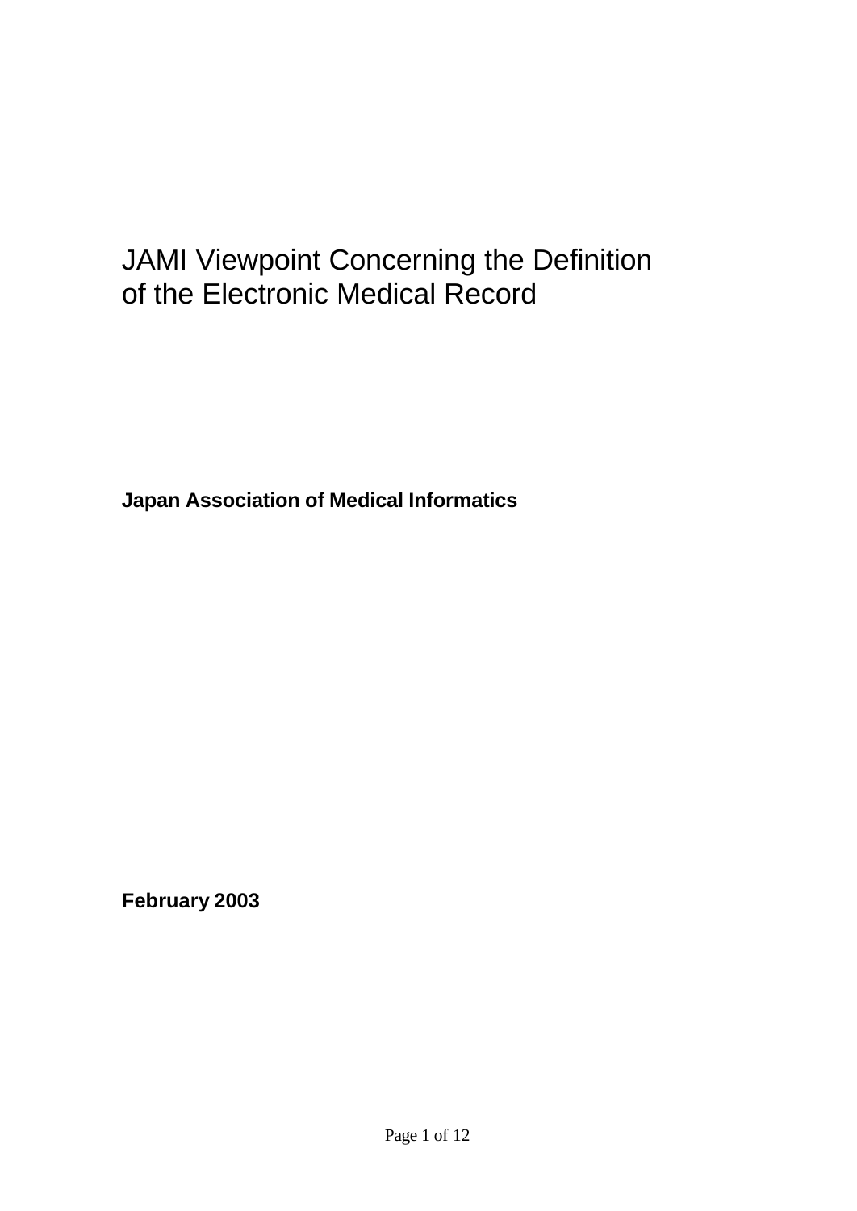# JAMI Viewpoint Concerning the Definition of the Electronic Medical Record

**Japan Association of Medical Informatics**

**February 2003**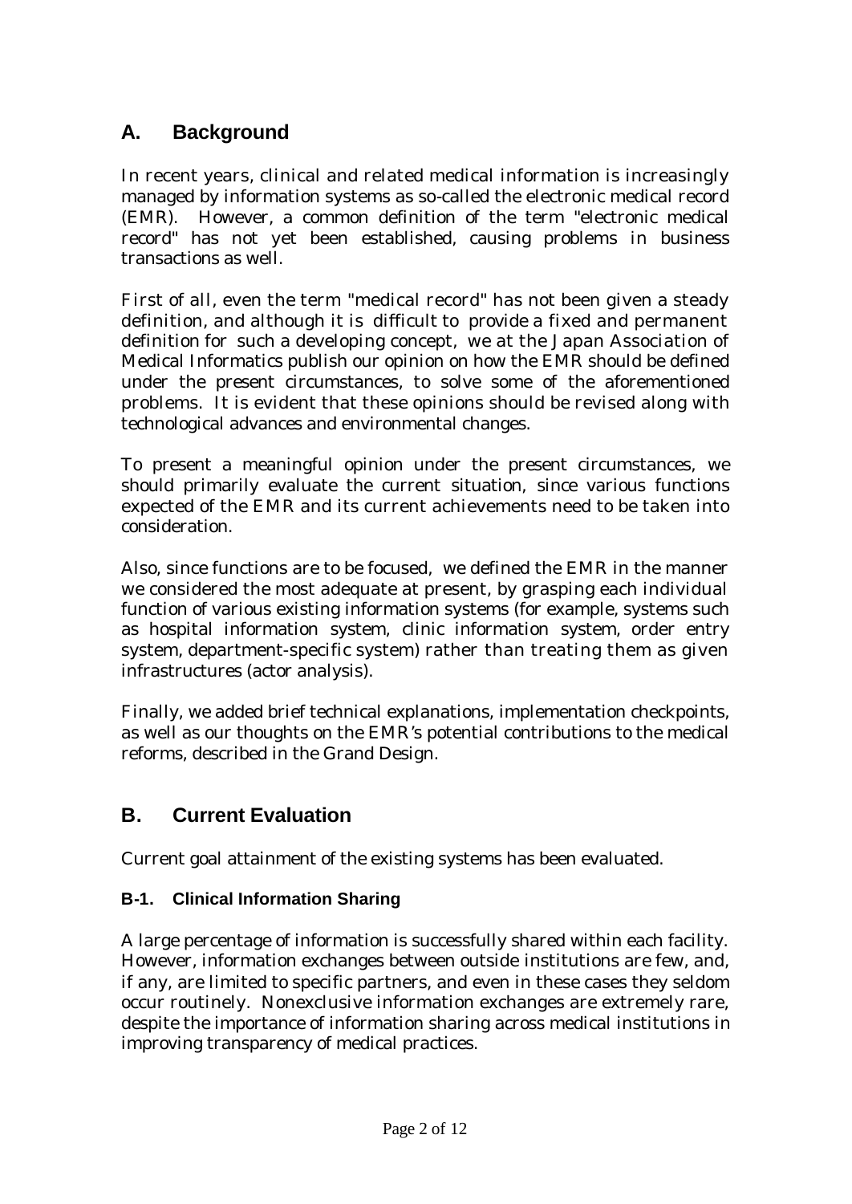## A. Background

In recent years, clinical and related medical information is increasingly managed by information systems as so-called the electronic medical record (EMR). However, a common definition of the term "electronic medical record" has not yet been established, causing problems in business transactions as well.

First of all, even the term "medical record" has not been given a steady definition, and although it is difficult to provide a fixed and permanent definition for such a developing concept, we at the Japan Association of Medical Informatics publish our opinion on how the EMR should be defined under the present circumstances, to solve some of the aforementioned problems. It is evident that these opinions should be revised along with technological advances and environmental changes.

To present a meaningful opinion under the present circumstances, we should primarily evaluate the current situation, since various functions expected of the EMR and its current achievements need to be taken into consideration.

Also, since functions are to be focused, we defined the EMR in the manner we considered the most adequate at present, by grasping each individual function of various existing information systems (for example, systems such as hospital information system, clinic information system, order entry system, department-specific system) rather than treating them as given infrastructures (actor analysis).

Finally, we added brief technical explanations, implementation checkpoints, as well as our thoughts on the EMR's potential contributions to the medical reforms, described in the Grand Design.

## B. Current Evaluation

Current goal attainment of the existing systems has been evaluated.

### B-1. Clinical Information Sharing

A large percentage of information is successfully shared within each facility. However, information exchanges between outside institutions are few, and, if any, are limited to specific partners, and even in these cases they seldom occur routinely. Nonexclusive information exchanges are extremely rare, despite the importance of information sharing across medical institutions in improving transparency of medical practices.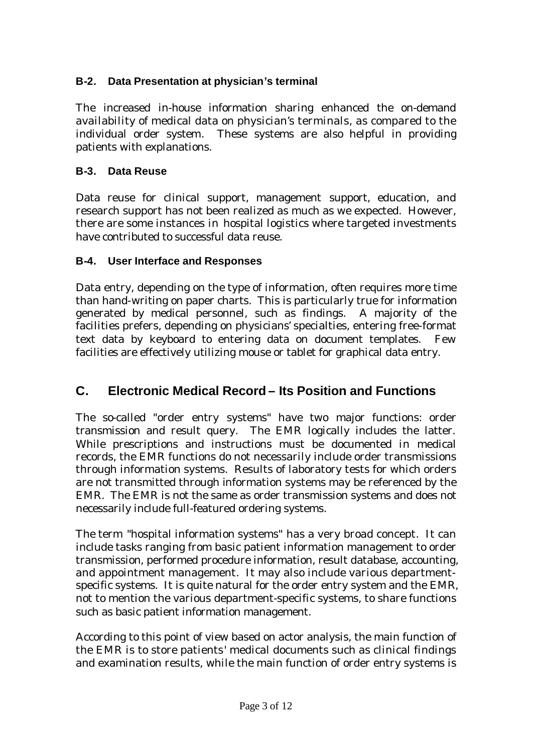### B-2. Data Presentation at physician's terminal

The increased in-house information sharing enhanced the on-demand availability of medical data on physician's terminals, as compared to the individual order system. These systems are also helpful in providing patients with explanations.

### B-3. Data Reuse

Data reuse for clinical support, management support, education, and research support has not been realized as much as we expected. However, there are some instances in hospital logistics where targeted investments have contributed to successful data reuse.

### B-4. User Interface and Responses

Data entry, depending on the type of information, often requires more time than hand-writing on paper charts. This is particularly true for information generated by medical personnel, such as findings. A majority of the facilities prefers, depending on physicians' specialties, entering free-format text data by keyboard to entering data on document templates. Few facilities are effectively utilizing mouse or tablet for graphical data entry.

## C. Electronic Medical Record – Its Position and Functions

The so-called "order entry systems" have two major functions: order transmission and result query. The EMR logically includes the latter. While prescriptions and instructions must be documented in medical records, the EMR functions do not necessarily include order transmissions through information systems. Results of laboratory tests for which orders are not transmitted through information systems may be referenced by the EMR. The EMR is not the same as order transmission systems and does not necessarily include full-featured ordering systems.

The term "hospital information systems" has a very broad concept. It can include tasks ranging from basic patient information management to order transmission, performed procedure information, result database, accounting, and appointment management. It may also include various department-specific systems. It is quite natural for the order entry system and the EMR, not to mention the various department-specific systems, to share functions such as basic patient information management.

According to this point of view based on actor analysis, the main function of the EMR is to store patients' medical documents such as clinical findings and examination results, while the main function of order entry systems is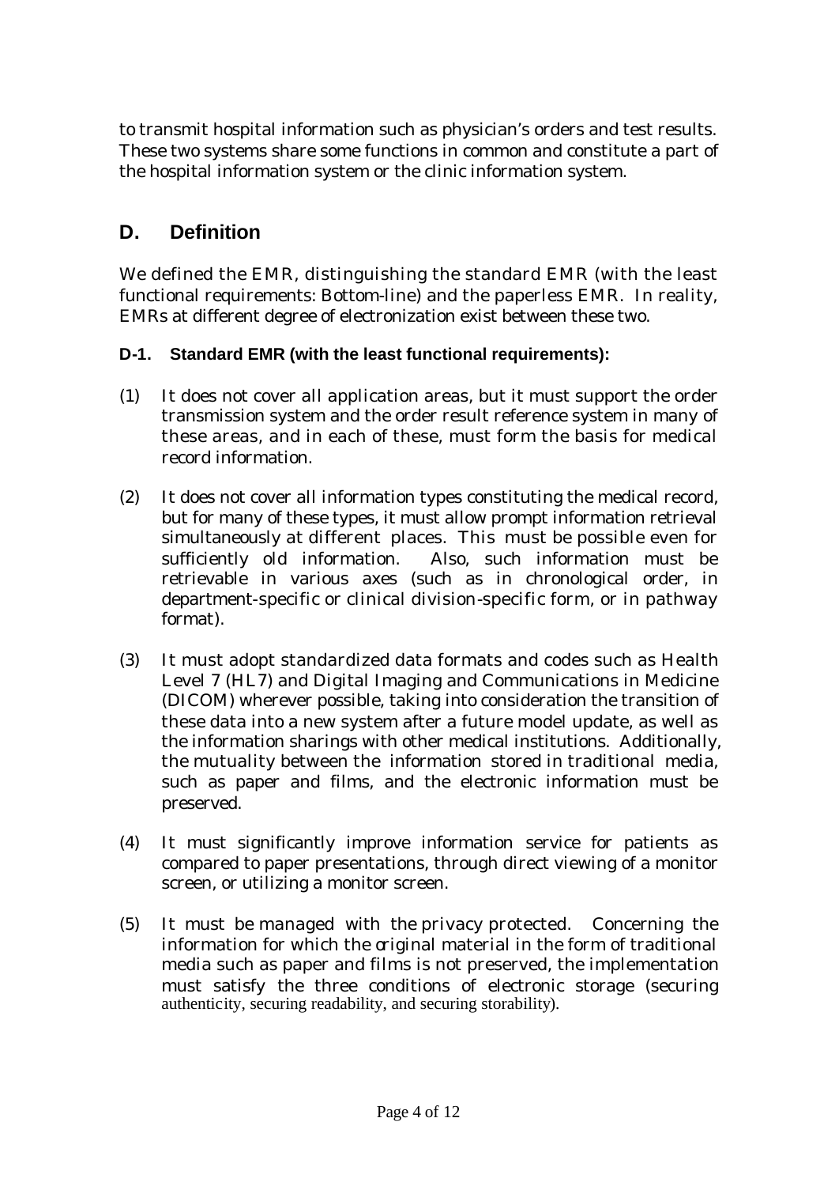to transmit hospital information such as physician's orders and test results. These two systems share some functions in common and constitute a part of the hospital information system or the clinic information system.

## D. Definition

We defined the EMR, distinguishing the standard EMR (with the least functional requirements: Bottom-line) and the paperless EMR. In reality, EMRs at different degree of electronization exist between these two.

### D-1. Standard EMR (with the least functional requirements):

(1) It does not cover all application areas, but it must support the order transmission system and the order result reference system in many of these areas, and in each of these, must form the basis for medical record information.

(2) It does not cover all information types constituting the medical record, but for many of these types, it must allow prompt information retrieval simultaneously at different places. This must be possible even for sufficiently old information. Also, such information must be retrievable in various axes (such as in chronological order, in department-specific or clinical division-specific form, or in pathway format).

(3) It must adopt standardized data formats and codes such as Health Level 7 (HL7) and Digital Imaging and Communications in Medicine (DICOM) wherever possible, taking into consideration the transition of these data into a new system after a future model update, as well as the information sharings with other medical institutions. Additionally, the mutuality between the information stored in traditional media, such as paper and films, and the electronic information must be preserved.

(4) It must significantly improve information service for patients as compared to paper presentations, through direct viewing of a monitor screen, or utilizing a monitor screen.

(5) It must be managed with the privacy protected. Concerning the information for which the original material in the form of traditional media such as paper and films is not preserved, the implementation must satisfy the three conditions of electronic storage (securing authenticity, securing readability, and securing storability).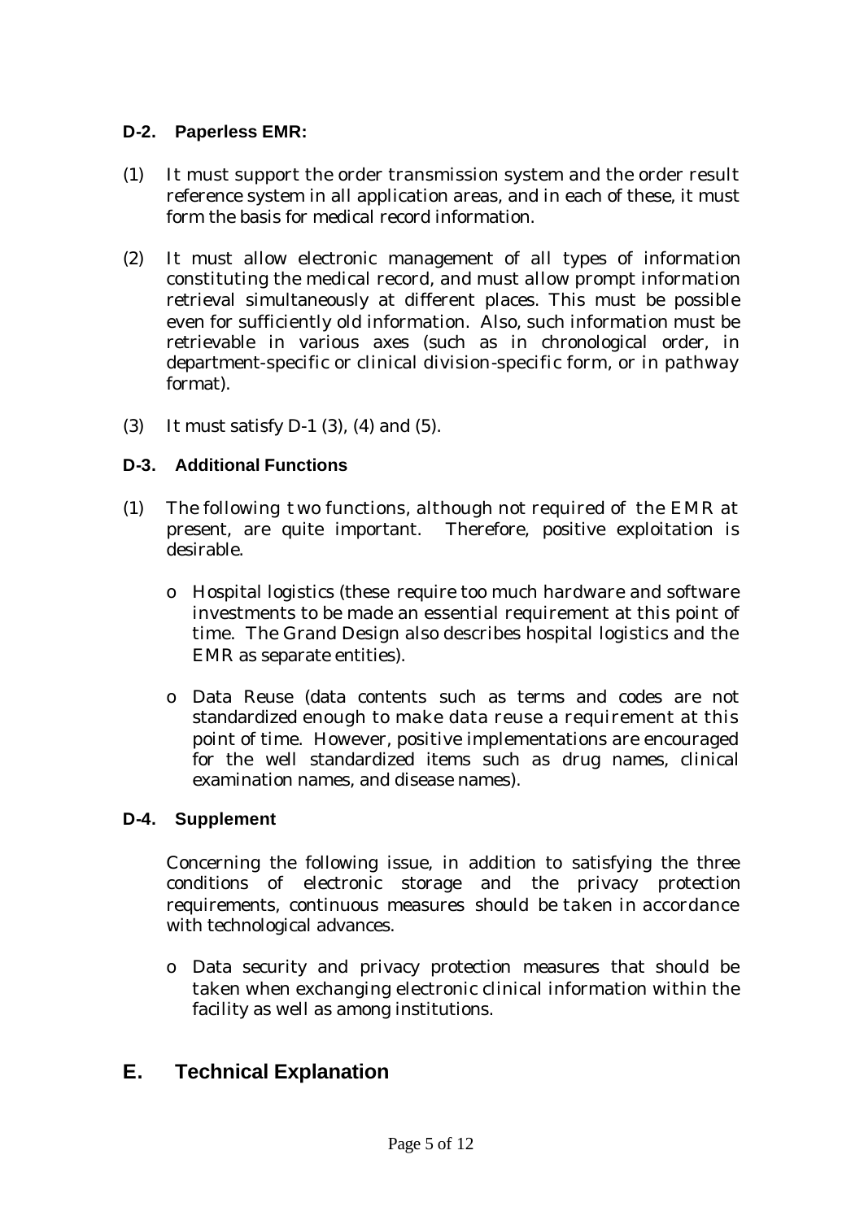### D-2. Paperless EMR:

(1) It must support the order transmission system and the order result reference system in all application areas, and in each of these, it must form the basis for medical record information.

(2) It must allow electronic management of all types of information constituting the medical record, and must allow prompt information retrieval simultaneously at different places. This must be possible even for sufficiently old information. Also, such information must be retrievable in various axes (such as in chronological order, in department-specific or clinical division-specific form, or in pathway format).

(3) It must satisfy D-1 (3), (4) and (5).

### D-3. Additional Functions

(1) The following two functions, although not required of the EMR at present, are quite important. Therefore, positive exploitation is desirable.

- Hospital logistics (these require too much hardware and software investments to be made an essential requirement at this point of time. The Grand Design also describes hospital logistics and the EMR as separate entities).

- Data Reuse (data contents such as terms and codes are not standardized enough to make data reuse a requirement at this point of time. However, positive implementations are encouraged for the well standardized items such as drug names, clinical examination names, and disease names).

### D-4. Supplement

Concerning the following issue, in addition to satisfying the three conditions of electronic storage and the privacy protection requirements, continuous measures should be taken in accordance with technological advances.

- Data security and privacy protection measures that should be taken when exchanging electronic clinical information within the facility as well as among institutions.

## E. Technical Explanation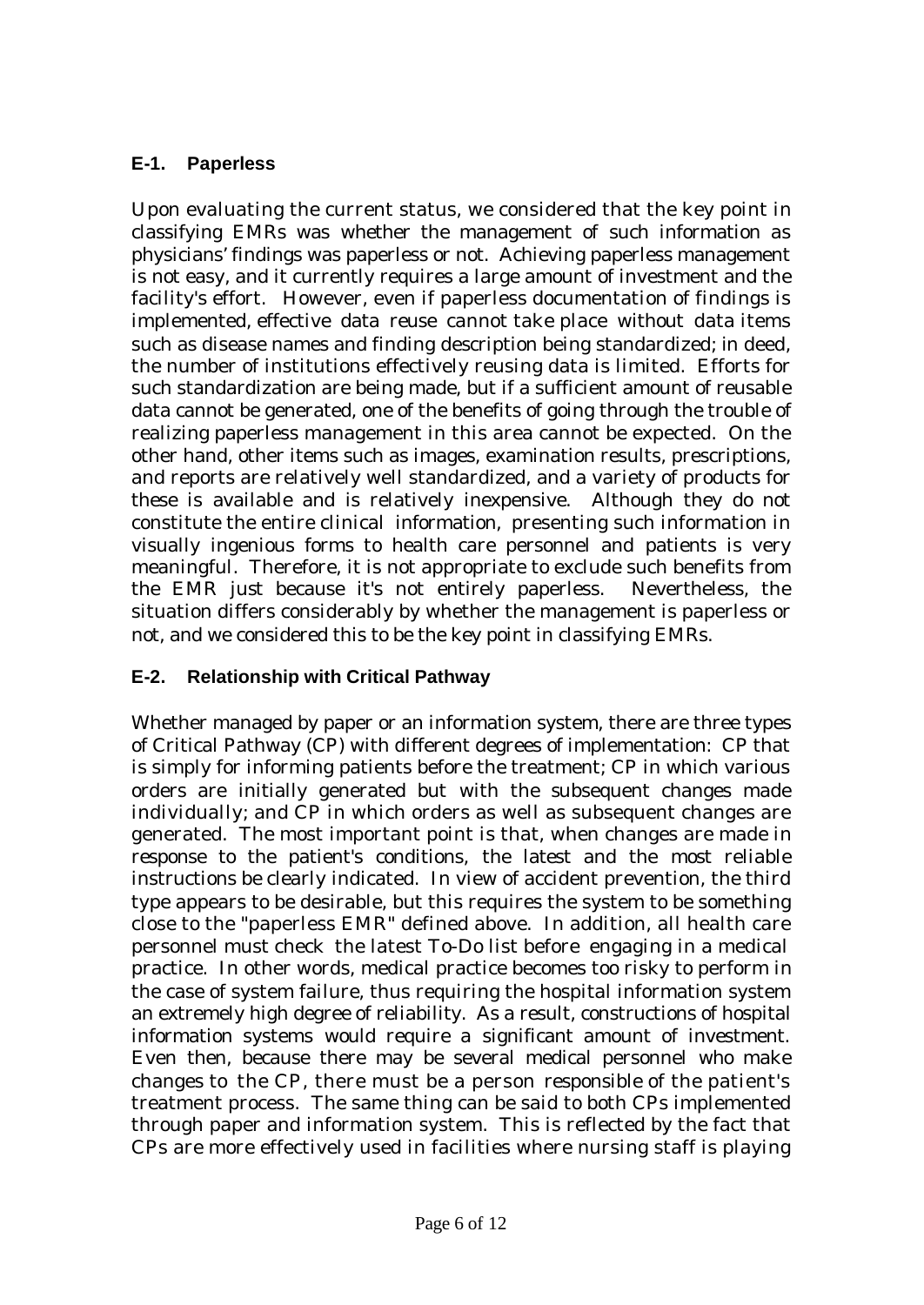### E-1. Paperless

Upon evaluating the current status, we considered that the key point in classifying EMRs was whether the management of such information as physicians' findings was paperless or not. Achieving paperless management is not easy, and it currently requires a large amount of investment and the facility's effort. However, even if paperless documentation of findings is implemented, effective data reuse cannot take place without data items such as disease names and finding description being standardized; in deed, the number of institutions effectively reusing data is limited. Efforts for such standardization are being made, but if a sufficient amount of reusable data cannot be generated, one of the benefits of going through the trouble of realizing paperless management in this area cannot be expected. On the other hand, other items such as images, examination results, prescriptions, and reports are relatively well standardized, and a variety of products for these is available and is relatively inexpensive. Although they do not constitute the entire clinical information, presenting such information in visually ingenious forms to health care personnel and patients is very meaningful. Therefore, it is not appropriate to exclude such benefits from the EMR just because it's not entirely paperless. Nevertheless, the situation differs considerably by whether the management is paperless or not, and we considered this to be the key point in classifying EMRs.

### E-2. Relationship with Critical Pathway

Whether managed by paper or an information system, there are three types of Critical Pathway (CP) with different degrees of implementation: CP that is simply for informing patients before the treatment; CP in which various orders are initially generated but with the subsequent changes made individually; and CP in which orders as well as subsequent changes are generated. The most important point is that, when changes are made in response to the patient's conditions, the latest and the most reliable instructions be clearly indicated. In view of accident prevention, the third type appears to be desirable, but this requires the system to be something close to the "paperless EMR" defined above. In addition, all health care personnel must check the latest To-Do list before engaging in a medical practice. In other words, medical practice becomes too risky to perform in the case of system failure, thus requiring the hospital information system an extremely high degree of reliability. As a result, constructions of hospital information systems would require a significant amount of investment. Even then, because there may be several medical personnel who make changes to the CP, there must be a person responsible of the patient's treatment process. The same thing can be said to both CPs implemented through paper and information system. This is reflected by the fact that CPs are more effectively used in facilities where nursing staff is playing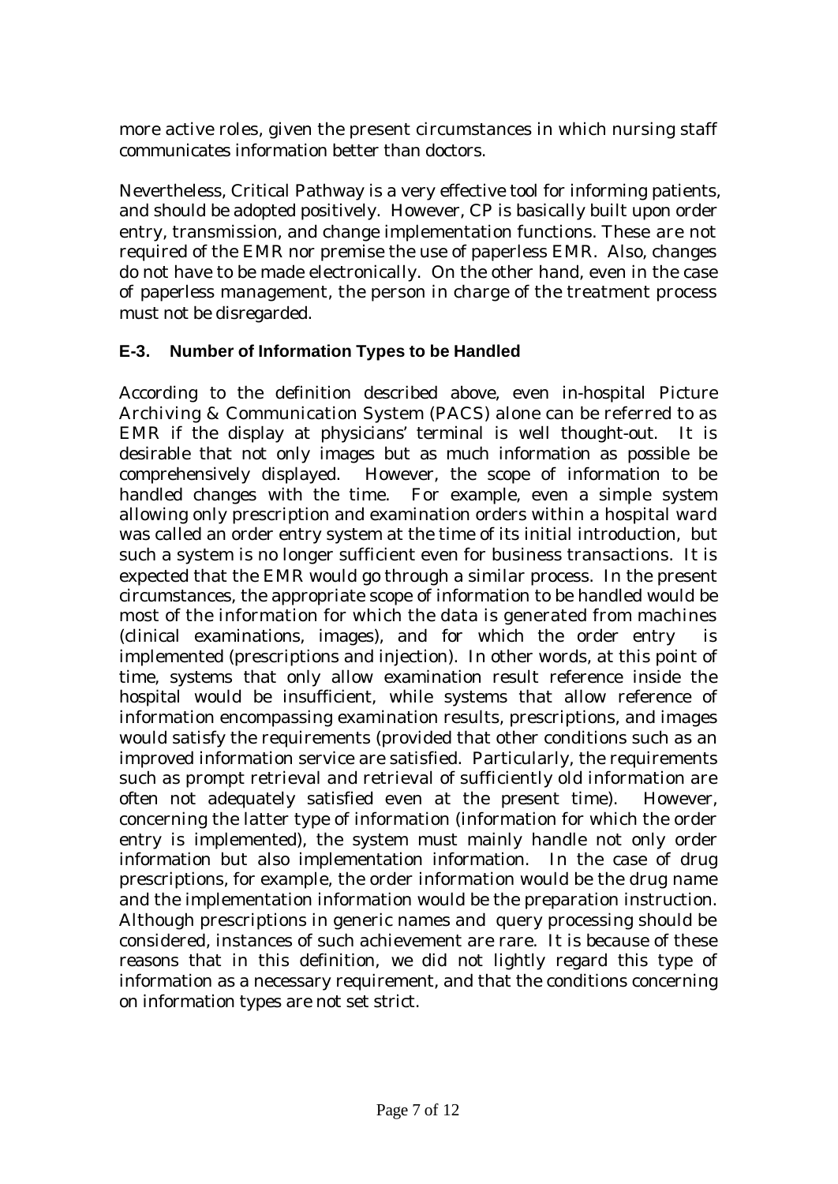more active roles, given the present circumstances in which nursing staff communicates information better than doctors.

Nevertheless, Critical Pathway is a very effective tool for informing patients, and should be adopted positively. However, CP is basically built upon order entry, transmission, and change implementation functions. These are not required of the EMR nor premise the use of paperless EMR. Also, changes do not have to be made electronically. On the other hand, even in the case of paperless management, the person in charge of the treatment process must not be disregarded.

### E-3. Number of Information Types to be Handled

According to the definition described above, even in-hospital Picture Archiving & Communication System (PACS) alone can be referred to as EMR if the display at physicians' terminal is well thought-out. It is desirable that not only images but as much information as possible be comprehensively displayed. However, the scope of information to be handled changes with the time. For example, even a simple system allowing only prescription and examination orders within a hospital ward was called an order entry system at the time of its initial introduction, but such a system is no longer sufficient even for business transactions. It is expected that the EMR would go through a similar process. In the present circumstances, the appropriate scope of information to be handled would be most of the information for which the data is generated from machines (clinical examinations, images), and for which the order entry is implemented (prescriptions and injection). In other words, at this point of time, systems that only allow examination result reference inside the hospital would be insufficient, while systems that allow reference of information encompassing examination results, prescriptions, and images would satisfy the requirements (provided that other conditions such as an improved information service are satisfied. Particularly, the requirements such as prompt retrieval and retrieval of sufficiently old information are often not adequately satisfied even at the present time). However, concerning the latter type of information (information for which the order entry is implemented), the system must mainly handle not only order information but also implementation information. In the case of drug prescriptions, for example, the order information would be the drug name and the implementation information would be the preparation instruction. Although prescriptions in generic names and query processing should be considered, instances of such achievement are rare. It is because of these reasons that in this definition, we did not lightly regard this type of information as a necessary requirement, and that the conditions concerning on information types are not set strict.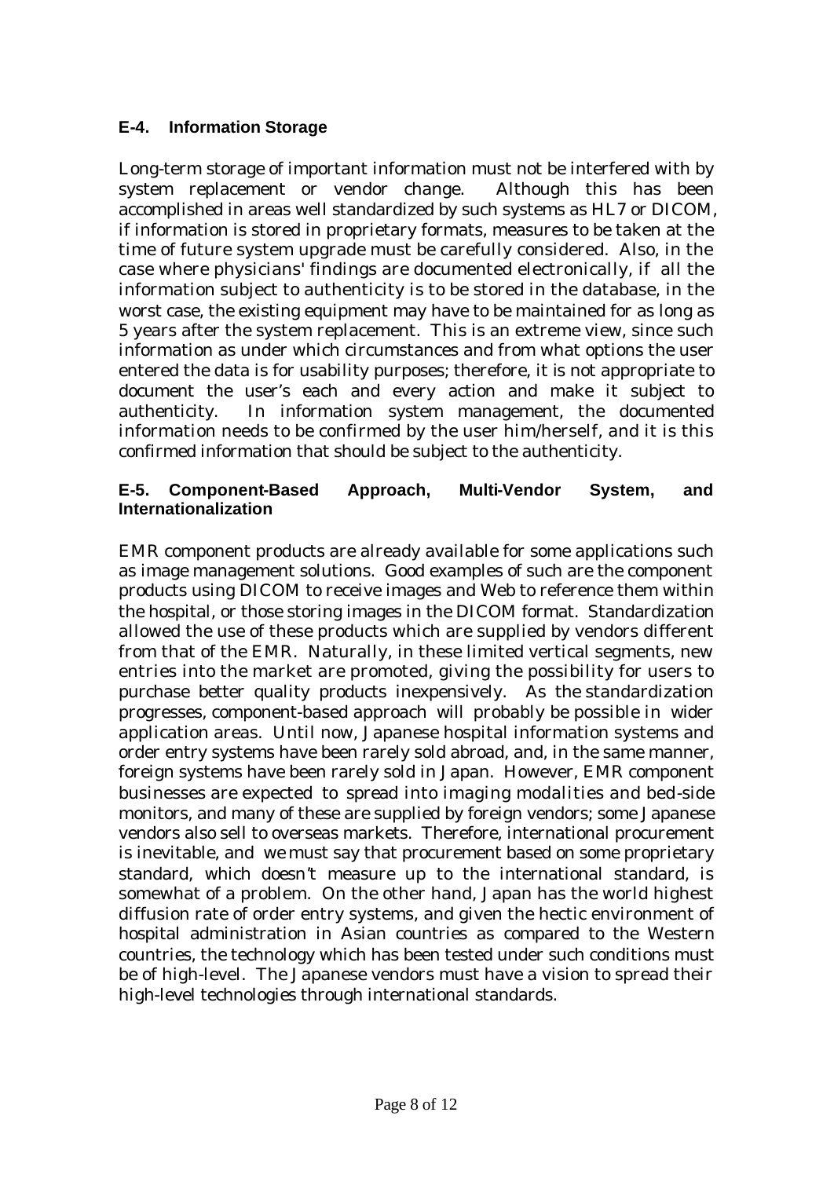### E-4. Information Storage

Long-term storage of important information must not be interfered with by system replacement or vendor change. Although this has been accomplished in areas well standardized by such systems as HL7 or DICOM, if information is stored in proprietary formats, measures to be taken at the time of future system upgrade must be carefully considered. Also, in the case where physicians' findings are documented electronically, if all the information subject to authenticity is to be stored in the database, in the worst case, the existing equipment may have to be maintained for as long as 5 years after the system replacement. This is an extreme view, since such information as under which circumstances and from what options the user entered the data is for usability purposes; therefore, it is not appropriate to document the user's each and every action and make it subject to authenticity. In information system management, the documented information needs to be confirmed by the user him/herself, and it is this confirmed information that should be subject to the authenticity.

### E-5. Component-Based Approach, Multi-Vendor System, and Internationalization

EMR component products are already available for some applications such as image management solutions. Good examples of such are the component products using DICOM to receive images and Web to reference them within the hospital, or those storing images in the DICOM format. Standardization allowed the use of these products which are supplied by vendors different from that of the EMR. Naturally, in these limited vertical segments, new entries into the market are promoted, giving the possibility for users to purchase better quality products inexpensively. As the standardization progresses, component-based approach will probably be possible in wider application areas. Until now, Japanese hospital information systems and order entry systems have been rarely sold abroad, and, in the same manner, foreign systems have been rarely sold in Japan. However, EMR component businesses are expected to spread into imaging modalities and bed-side monitors, and many of these are supplied by foreign vendors; some Japanese vendors also sell to overseas markets. Therefore, international procurement is inevitable, and we must say that procurement based on some proprietary standard, which doesn't measure up to the international standard, is somewhat of a problem. On the other hand, Japan has the world highest diffusion rate of order entry systems, and given the hectic environment of hospital administration in Asian countries as compared to the Western countries, the technology which has been tested under such conditions must be of high-level. The Japanese vendors must have a vision to spread their high-level technologies through international standards.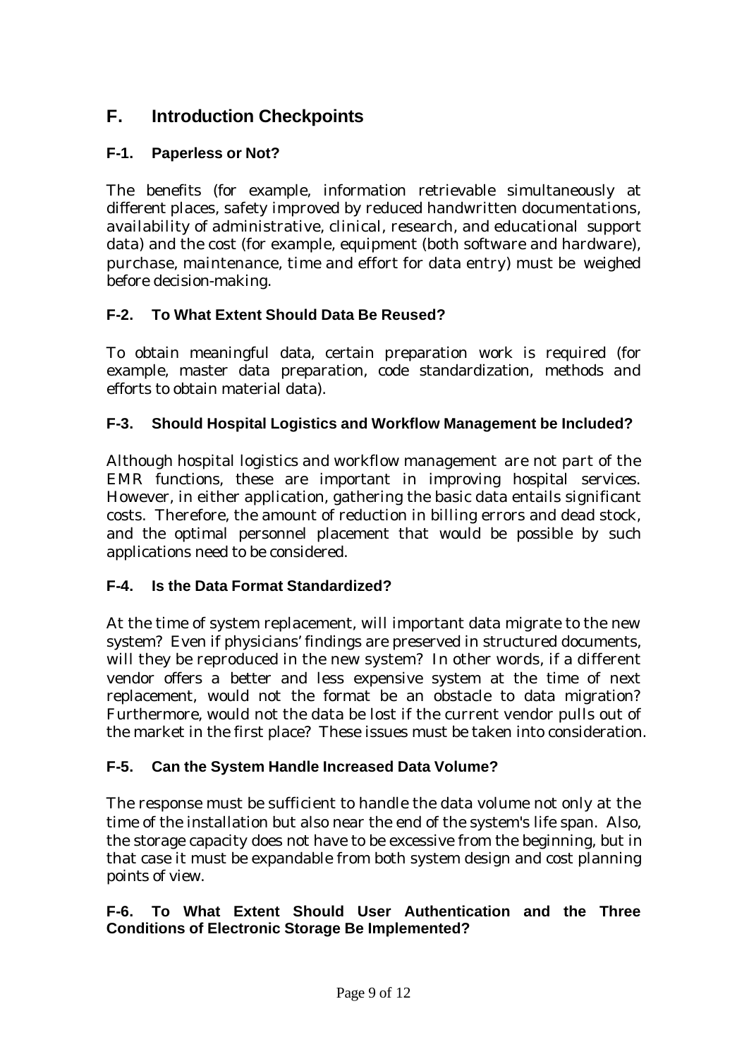## F. Introduction Checkpoints

### F-1. Paperless or Not?

The benefits (for example, information retrievable simultaneously at different places, safety improved by reduced handwritten documentations, availability of administrative, clinical, research, and educational support data) and the cost (for example, equipment (both software and hardware), purchase, maintenance, time and effort for data entry) must be weighed before decision-making.

### F-2. To What Extent Should Data Be Reused?

To obtain meaningful data, certain preparation work is required (for example, master data preparation, code standardization, methods and efforts to obtain material data).

### F-3. Should Hospital Logistics and Workflow Management be Included?

Although hospital logistics and workflow management are not part of the EMR functions, these are important in improving hospital services. However, in either application, gathering the basic data entails significant costs. Therefore, the amount of reduction in billing errors and dead stock, and the optimal personnel placement that would be possible by such applications need to be considered.

### F-4. Is the Data Format Standardized?

At the time of system replacement, will important data migrate to the new system? Even if physicians' findings are preserved in structured documents, will they be reproduced in the new system? In other words, if a different vendor offers a better and less expensive system at the time of next replacement, would not the format be an obstacle to data migration? Furthermore, would not the data be lost if the current vendor pulls out of the market in the first place? These issues must be taken into consideration.

### F-5. Can the System Handle Increased Data Volume?

The response must be sufficient to handle the data volume not only at the time of the installation but also near the end of the system's life span. Also, the storage capacity does not have to be excessive from the beginning, but in that case it must be expandable from both system design and cost planning points of view.

### F-6. To What Extent Should User Authentication and the Three Conditions of Electronic Storage Be Implemented?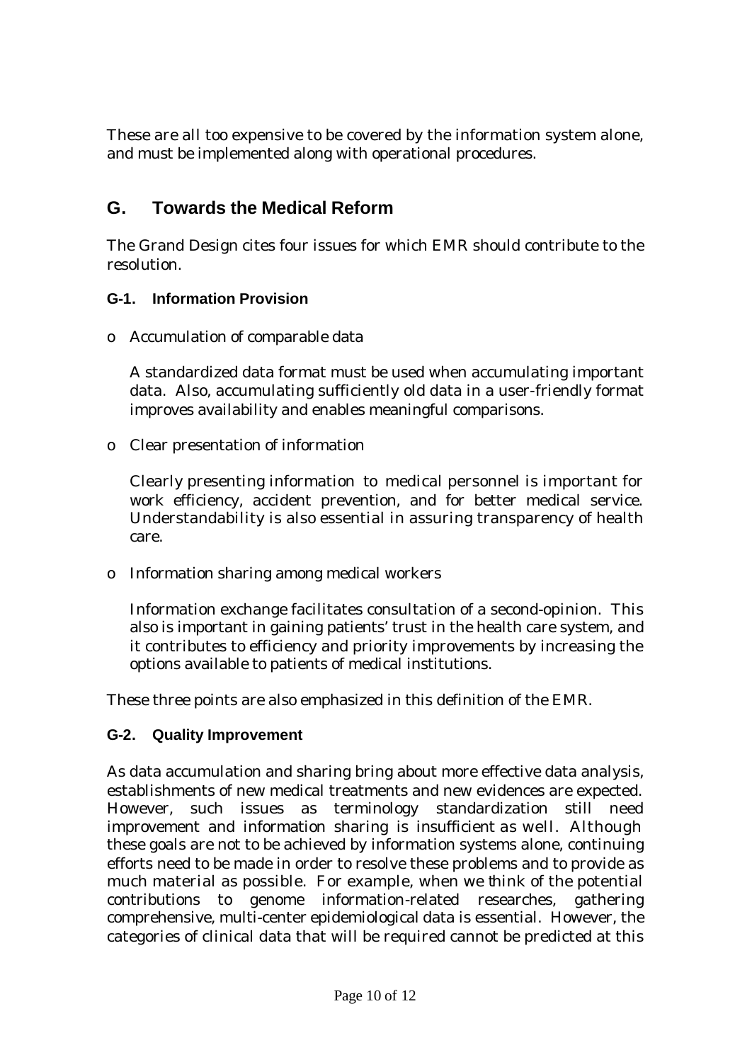These are all too expensive to be covered by the information system alone, and must be implemented along with operational procedures.

## G. Towards the Medical Reform

The Grand Design cites four issues for which EMR should contribute to the resolution.

### G-1. Information Provision

- Accumulation of comparable data

  A standardized data format must be used when accumulating important data. Also, accumulating sufficiently old data in a user-friendly format improves availability and enables meaningful comparisons.

- Clear presentation of information

  Clearly presenting information to medical personnel is important for work efficiency, accident prevention, and for better medical service. Understandability is also essential in assuring transparency of health care.

- Information sharing among medical workers

  Information exchange facilitates consultation of a second-opinion. This also is important in gaining patients' trust in the health care system, and it contributes to efficiency and priority improvements by increasing the options available to patients of medical institutions.

These three points are also emphasized in this definition of the EMR.

### G-2. Quality Improvement

As data accumulation and sharing bring about more effective data analysis, establishments of new medical treatments and new evidences are expected. However, such issues as terminology standardization still need improvement and information sharing is insufficient as well. Although these goals are not to be achieved by information systems alone, continuing efforts need to be made in order to resolve these problems and to provide as much material as possible. For example, when we think of the potential contributions to genome information-related researches, gathering comprehensive, multi-center epidemiological data is essential. However, the categories of clinical data that will be required cannot be predicted at this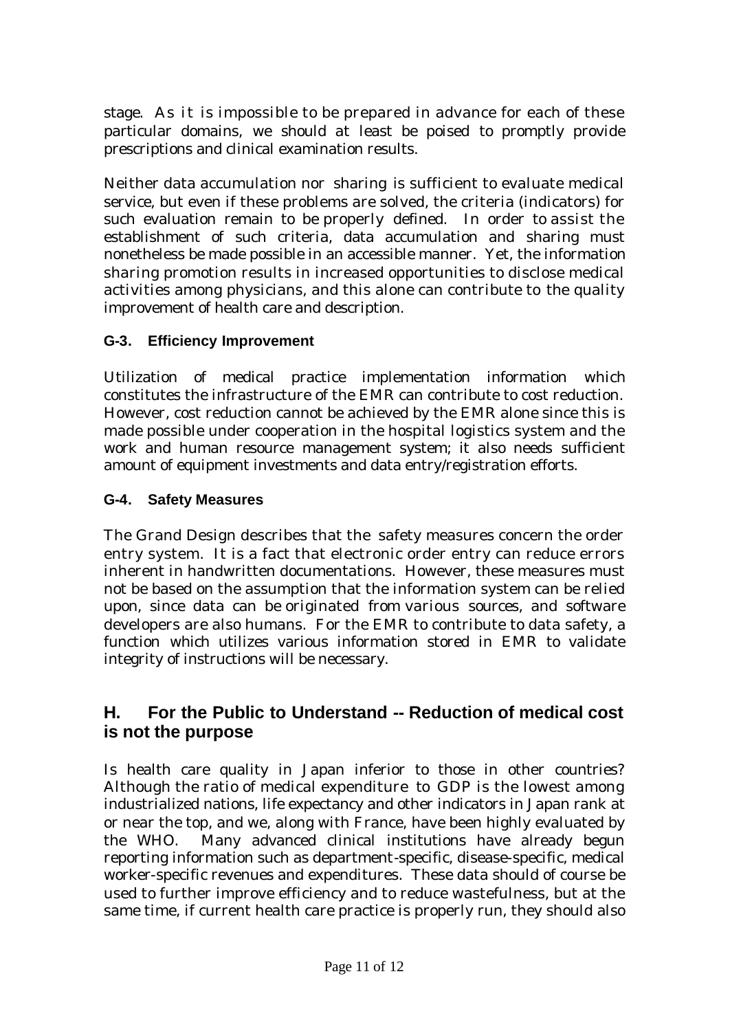stage. As it is impossible to be prepared in advance for each of these particular domains, we should at least be poised to promptly provide prescriptions and clinical examination results.

Neither data accumulation nor sharing is sufficient to evaluate medical service, but even if these problems are solved, the criteria (indicators) for such evaluation remain to be properly defined. In order to assist the establishment of such criteria, data accumulation and sharing must nonetheless be made possible in an accessible manner. Yet, the information sharing promotion results in increased opportunities to disclose medical activities among physicians, and this alone can contribute to the quality improvement of health care and description.

### G-3. Efficiency Improvement

Utilization of medical practice implementation information which constitutes the infrastructure of the EMR can contribute to cost reduction. However, cost reduction cannot be achieved by the EMR alone since this is made possible under cooperation in the hospital logistics system and the work and human resource management system; it also needs sufficient amount of equipment investments and data entry/registration efforts.

### G-4. Safety Measures

The Grand Design describes that the safety measures concern the order entry system. It is a fact that electronic order entry can reduce errors inherent in handwritten documentations. However, these measures must not be based on the assumption that the information system can be relied upon, since data can be originated from various sources, and software developers are also humans. For the EMR to contribute to data safety, a function which utilizes various information stored in EMR to validate integrity of instructions will be necessary.

## H. For the Public to Understand -- Reduction of medical cost is not the purpose

Is health care quality in Japan inferior to those in other countries? Although the ratio of medical expenditure to GDP is the lowest among industrialized nations, life expectancy and other indicators in Japan rank at or near the top, and we, along with France, have been highly evaluated by the WHO. Many advanced clinical institutions have already begun reporting information such as department-specific, disease-specific, medical worker-specific revenues and expenditures. These data should of course be used to further improve efficiency and to reduce wastefulness, but at the same time, if current health care practice is properly run, they should also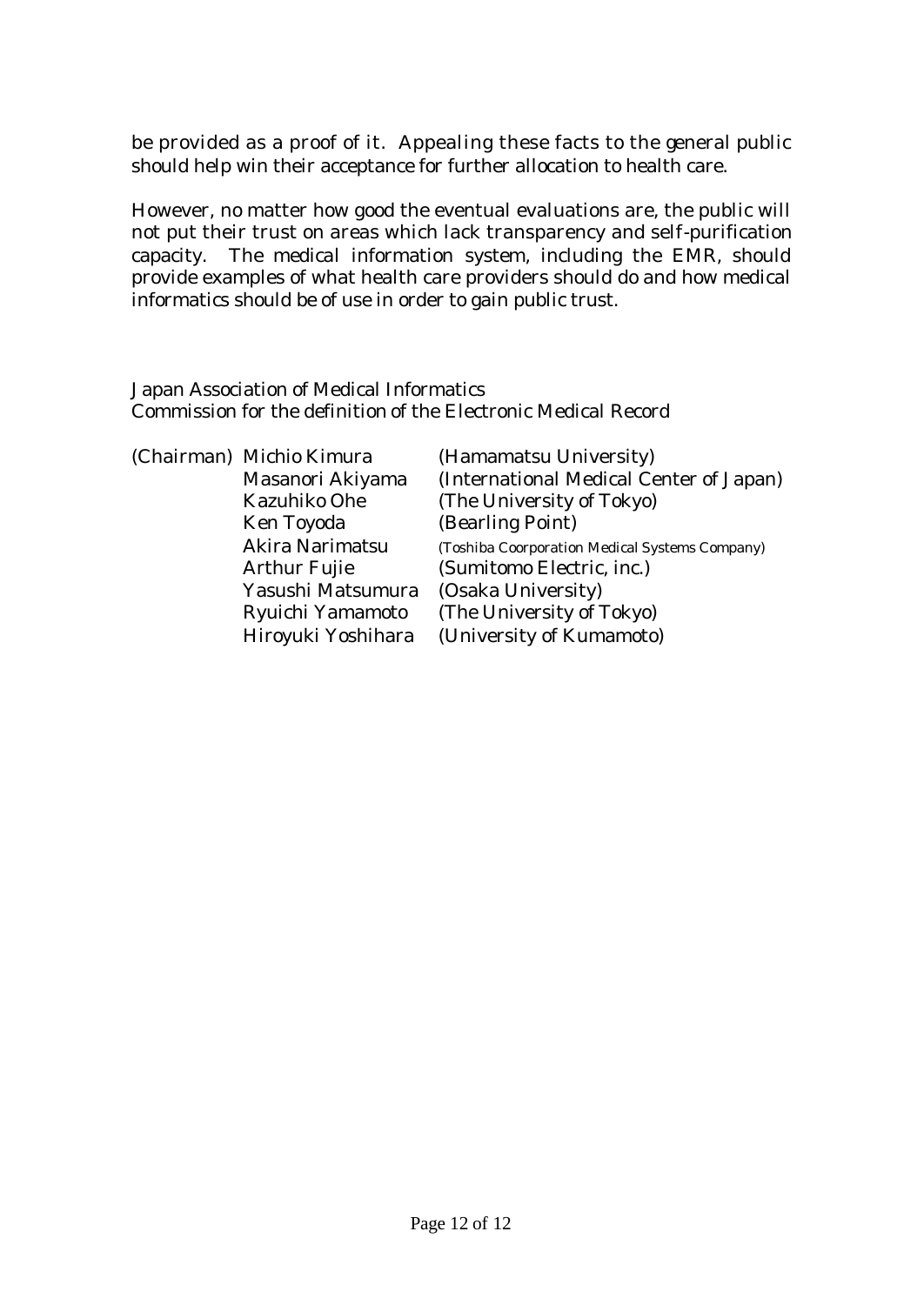be provided as a proof of it. Appealing these facts to the general public should help win their acceptance for further allocation to health care.

However, no matter how good the eventual evaluations are, the public will not put their trust on areas which lack transparency and self-purification capacity. The medical information system, including the EMR, should provide examples of what health care providers should do and how medical informatics should be of use in order to gain public trust.

Japan Association of Medical Informatics
Commission for the definition of the Electronic Medical Record

| | | |
|---|---|---|
| (Chairman) | Michio Kimura | (Hamamatsu University) |
| | Masanori Akiyama | (International Medical Center of Japan) |
| | Kazuhiko Ohe | (The University of Tokyo) |
| | Ken Toyoda | (Bearling Point) |
| | Akira Narimatsu | (Toshiba Coorporation Medical Systems Company) |
| | Arthur Fujie | (Sumitomo Electric, inc.) |
| | Yasushi Matsumura | (Osaka University) |
| | Ryuichi Yamamoto | (The University of Tokyo) |
| | Hiroyuki Yoshihara | (University of Kumamoto) |